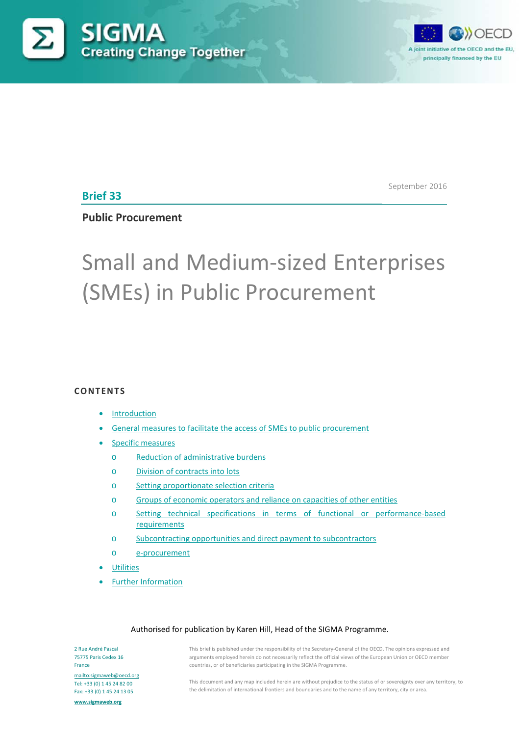SIGMA
Creating Change Together

A joint initiative of the OECD and the EU, principally financed by the EU

September 2016

**Brief 33**

**Public Procurement**

# Small and Medium-sized Enterprises (SMEs) in Public Procurement

## CONTENTS

- Introduction
- General measures to facilitate the access of SMEs to public procurement
- Specific measures
    - Reduction of administrative burdens
    - Division of contracts into lots
    - Setting proportionate selection criteria
    - Groups of economic operators and reliance on capacities of other entities
    - Setting technical specifications in terms of functional or performance-based requirements
    - Subcontracting opportunities and direct payment to subcontractors
    - e-procurement
- Utilities
- Further Information

Authorised for publication by Karen Hill, Head of the SIGMA Programme.

2 Rue André Pascal
75775 Paris Cedex 16
France
mailto:sigmaweb@oecd.org
Tel: +33 (0) 1 45 24 82 00
Fax: +33 (0) 1 45 24 13 05
www.sigmaweb.org

This brief is published under the responsibility of the Secretary-General of the OECD. The opinions expressed and arguments employed herein do not necessarily reflect the official views of the European Union or OECD member countries, or of beneficiaries participating in the SIGMA Programme.

This document and any map included herein are without prejudice to the status of or sovereignty over any territory, to the delimitation of international frontiers and boundaries and to the name of any territory, city or area.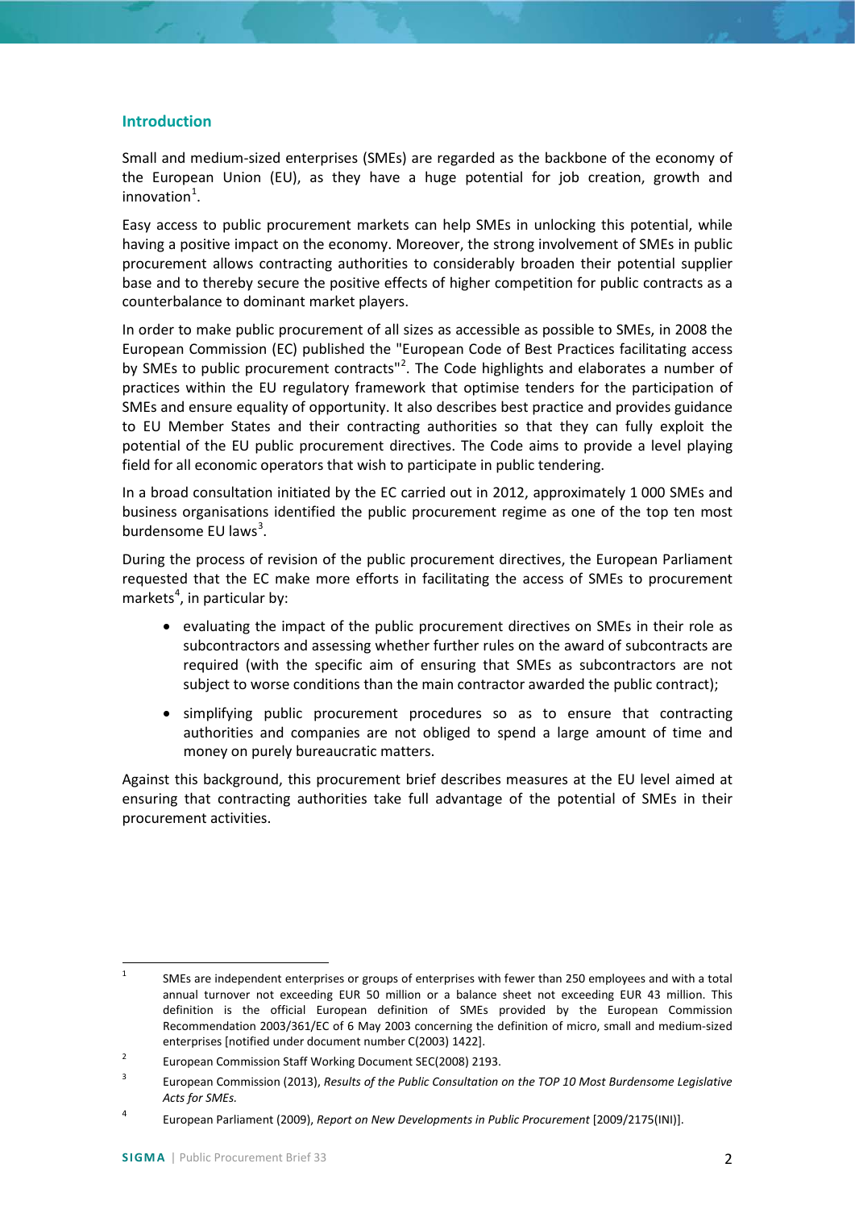## Introduction

Small and medium-sized enterprises (SMEs) are regarded as the backbone of the economy of the European Union (EU), as they have a huge potential for job creation, growth and innovation[1].

Easy access to public procurement markets can help SMEs in unlocking this potential, while having a positive impact on the economy. Moreover, the strong involvement of SMEs in public procurement allows contracting authorities to considerably broaden their potential supplier base and to thereby secure the positive effects of higher competition for public contracts as a counterbalance to dominant market players.

In order to make public procurement of all sizes as accessible as possible to SMEs, in 2008 the European Commission (EC) published the "European Code of Best Practices facilitating access by SMEs to public procurement contracts"[2]. The Code highlights and elaborates a number of practices within the EU regulatory framework that optimise tenders for the participation of SMEs and ensure equality of opportunity. It also describes best practice and provides guidance to EU Member States and their contracting authorities so that they can fully exploit the potential of the EU public procurement directives. The Code aims to provide a level playing field for all economic operators that wish to participate in public tendering.

In a broad consultation initiated by the EC carried out in 2012, approximately 1 000 SMEs and business organisations identified the public procurement regime as one of the top ten most burdensome EU laws[3].

During the process of revision of the public procurement directives, the European Parliament requested that the EC make more efforts in facilitating the access of SMEs to procurement markets[4], in particular by:

- evaluating the impact of the public procurement directives on SMEs in their role as subcontractors and assessing whether further rules on the award of subcontracts are required (with the specific aim of ensuring that SMEs as subcontractors are not subject to worse conditions than the main contractor awarded the public contract);
- simplifying public procurement procedures so as to ensure that contracting authorities and companies are not obliged to spend a large amount of time and money on purely bureaucratic matters.

Against this background, this procurement brief describes measures at the EU level aimed at ensuring that contracting authorities take full advantage of the potential of SMEs in their procurement activities.

---

[1] SMEs are independent enterprises or groups of enterprises with fewer than 250 employees and with a total annual turnover not exceeding EUR 50 million or a balance sheet not exceeding EUR 43 million. This definition is the official European definition of SMEs provided by the European Commission Recommendation 2003/361/EC of 6 May 2003 concerning the definition of micro, small and medium-sized enterprises [notified under document number C(2003) 1422].

[2] European Commission Staff Working Document SEC(2008) 2193.

[3] European Commission (2013), *Results of the Public Consultation on the TOP 10 Most Burdensome Legislative Acts for SMEs.*

[4] European Parliament (2009), *Report on New Developments in Public Procurement* [2009/2175(INI)].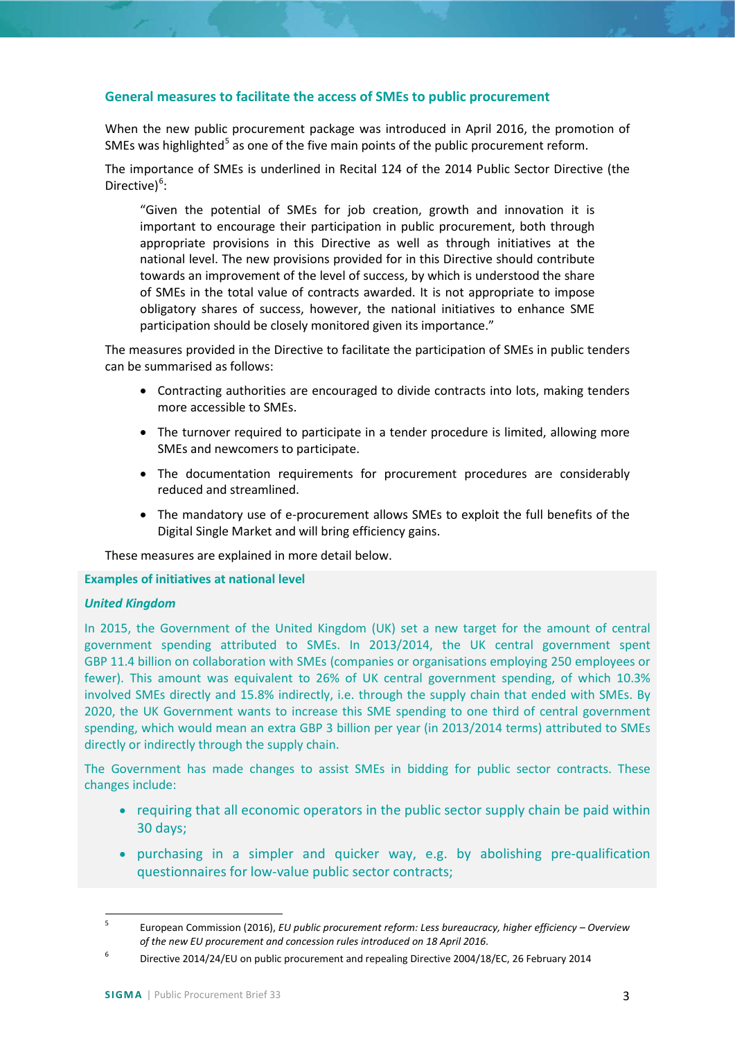### General measures to facilitate the access of SMEs to public procurement

When the new public procurement package was introduced in April 2016, the promotion of SMEs was highlighted[5] as one of the five main points of the public procurement reform.

The importance of SMEs is underlined in Recital 124 of the 2014 Public Sector Directive (the Directive)[6]:

> "Given the potential of SMEs for job creation, growth and innovation it is important to encourage their participation in public procurement, both through appropriate provisions in this Directive as well as through initiatives at the national level. The new provisions provided for in this Directive should contribute towards an improvement of the level of success, by which is understood the share of SMEs in the total value of contracts awarded. It is not appropriate to impose obligatory shares of success, however, the national initiatives to enhance SME participation should be closely monitored given its importance."

The measures provided in the Directive to facilitate the participation of SMEs in public tenders can be summarised as follows:

- Contracting authorities are encouraged to divide contracts into lots, making tenders more accessible to SMEs.
- The turnover required to participate in a tender procedure is limited, allowing more SMEs and newcomers to participate.
- The documentation requirements for procurement procedures are considerably reduced and streamlined.
- The mandatory use of e-procurement allows SMEs to exploit the full benefits of the Digital Single Market and will bring efficiency gains.

These measures are explained in more detail below.

#### Examples of initiatives at national level

***United Kingdom***

In 2015, the Government of the United Kingdom (UK) set a new target for the amount of central government spending attributed to SMEs. In 2013/2014, the UK central government spent GBP 11.4 billion on collaboration with SMEs (companies or organisations employing 250 employees or fewer). This amount was equivalent to 26% of UK central government spending, of which 10.3% involved SMEs directly and 15.8% indirectly, i.e. through the supply chain that ended with SMEs. By 2020, the UK Government wants to increase this SME spending to one third of central government spending, which would mean an extra GBP 3 billion per year (in 2013/2014 terms) attributed to SMEs directly or indirectly through the supply chain.

The Government has made changes to assist SMEs in bidding for public sector contracts. These changes include:

- requiring that all economic operators in the public sector supply chain be paid within 30 days;
- purchasing in a simpler and quicker way, e.g. by abolishing pre-qualification questionnaires for low-value public sector contracts;

---

[5] European Commission (2016), *EU public procurement reform: Less bureaucracy, higher efficiency – Overview of the new EU procurement and concession rules introduced on 18 April 2016*.

[6] Directive 2014/24/EU on public procurement and repealing Directive 2004/18/EC, 26 February 2014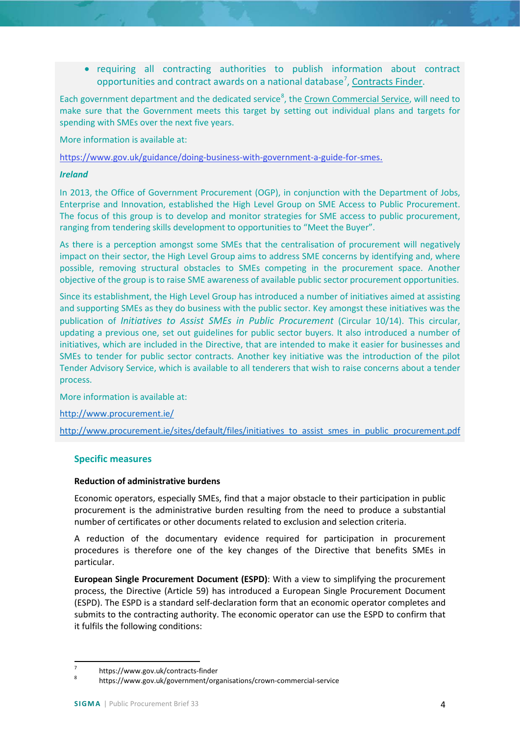- requiring all contracting authorities to publish information about contract opportunities and contract awards on a national database[7], Contracts Finder.

Each government department and the dedicated service[8], the Crown Commercial Service, will need to make sure that the Government meets this target by setting out individual plans and targets for spending with SMEs over the next five years.

More information is available at:

https://www.gov.uk/guidance/doing-business-with-government-a-guide-for-smes.

***Ireland***

In 2013, the Office of Government Procurement (OGP), in conjunction with the Department of Jobs, Enterprise and Innovation, established the High Level Group on SME Access to Public Procurement. The focus of this group is to develop and monitor strategies for SME access to public procurement, ranging from tendering skills development to opportunities to "Meet the Buyer".

As there is a perception amongst some SMEs that the centralisation of procurement will negatively impact on their sector, the High Level Group aims to address SME concerns by identifying and, where possible, removing structural obstacles to SMEs competing in the procurement space. Another objective of the group is to raise SME awareness of available public sector procurement opportunities.

Since its establishment, the High Level Group has introduced a number of initiatives aimed at assisting and supporting SMEs as they do business with the public sector. Key amongst these initiatives was the publication of *Initiatives to Assist SMEs in Public Procurement* (Circular 10/14). This circular, updating a previous one, set out guidelines for public sector buyers. It also introduced a number of initiatives, which are included in the Directive, that are intended to make it easier for businesses and SMEs to tender for public sector contracts. Another key initiative was the introduction of the pilot Tender Advisory Service, which is available to all tenderers that wish to raise concerns about a tender process.

More information is available at:

http://www.procurement.ie/

http://www.procurement.ie/sites/default/files/initiatives_to_assist_smes_in_public_procurement.pdf

## Specific measures

**Reduction of administrative burdens**

Economic operators, especially SMEs, find that a major obstacle to their participation in public procurement is the administrative burden resulting from the need to produce a substantial number of certificates or other documents related to exclusion and selection criteria.

A reduction of the documentary evidence required for participation in procurement procedures is therefore one of the key changes of the Directive that benefits SMEs in particular.

**European Single Procurement Document (ESPD)**: With a view to simplifying the procurement process, the Directive (Article 59) has introduced a European Single Procurement Document (ESPD). The ESPD is a standard self-declaration form that an economic operator completes and submits to the contracting authority. The economic operator can use the ESPD to confirm that it fulfils the following conditions:

[7] https://www.gov.uk/contracts-finder

[8] https://www.gov.uk/government/organisations/crown-commercial-service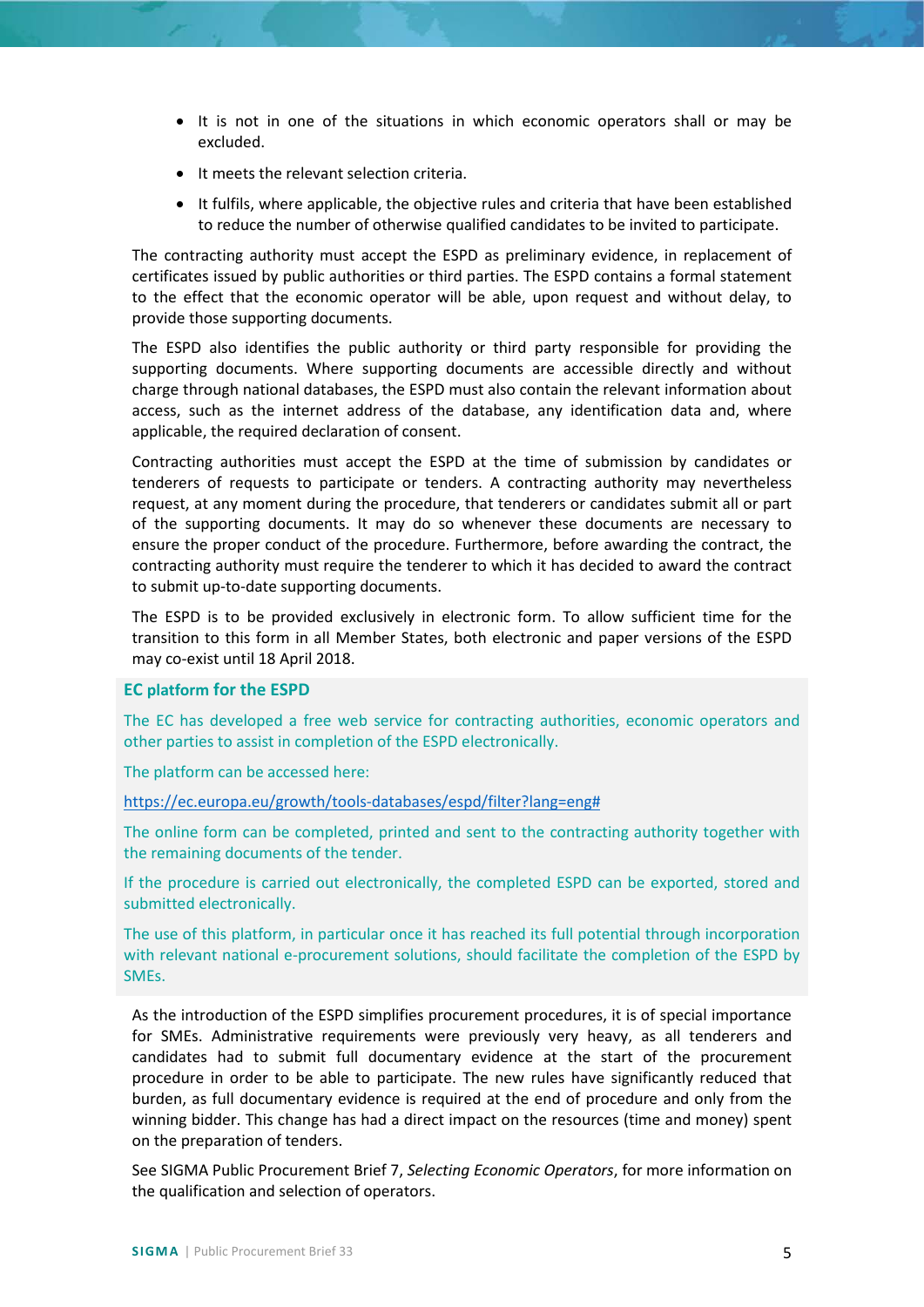- It is not in one of the situations in which economic operators shall or may be excluded.
- It meets the relevant selection criteria.
- It fulfils, where applicable, the objective rules and criteria that have been established to reduce the number of otherwise qualified candidates to be invited to participate.

The contracting authority must accept the ESPD as preliminary evidence, in replacement of certificates issued by public authorities or third parties. The ESPD contains a formal statement to the effect that the economic operator will be able, upon request and without delay, to provide those supporting documents.

The ESPD also identifies the public authority or third party responsible for providing the supporting documents. Where supporting documents are accessible directly and without charge through national databases, the ESPD must also contain the relevant information about access, such as the internet address of the database, any identification data and, where applicable, the required declaration of consent.

Contracting authorities must accept the ESPD at the time of submission by candidates or tenderers of requests to participate or tenders. A contracting authority may nevertheless request, at any moment during the procedure, that tenderers or candidates submit all or part of the supporting documents. It may do so whenever these documents are necessary to ensure the proper conduct of the procedure. Furthermore, before awarding the contract, the contracting authority must require the tenderer to which it has decided to award the contract to submit up-to-date supporting documents.

The ESPD is to be provided exclusively in electronic form. To allow sufficient time for the transition to this form in all Member States, both electronic and paper versions of the ESPD may co-exist until 18 April 2018.

**EC platform for the ESPD**

The EC has developed a free web service for contracting authorities, economic operators and other parties to assist in completion of the ESPD electronically.

The platform can be accessed here:

https://ec.europa.eu/growth/tools-databases/espd/filter?lang=eng#

The online form can be completed, printed and sent to the contracting authority together with the remaining documents of the tender.

If the procedure is carried out electronically, the completed ESPD can be exported, stored and submitted electronically.

The use of this platform, in particular once it has reached its full potential through incorporation with relevant national e-procurement solutions, should facilitate the completion of the ESPD by SMEs.

As the introduction of the ESPD simplifies procurement procedures, it is of special importance for SMEs. Administrative requirements were previously very heavy, as all tenderers and candidates had to submit full documentary evidence at the start of the procurement procedure in order to be able to participate. The new rules have significantly reduced that burden, as full documentary evidence is required at the end of procedure and only from the winning bidder. This change has had a direct impact on the resources (time and money) spent on the preparation of tenders.

See SIGMA Public Procurement Brief 7, *Selecting Economic Operators*, for more information on the qualification and selection of operators.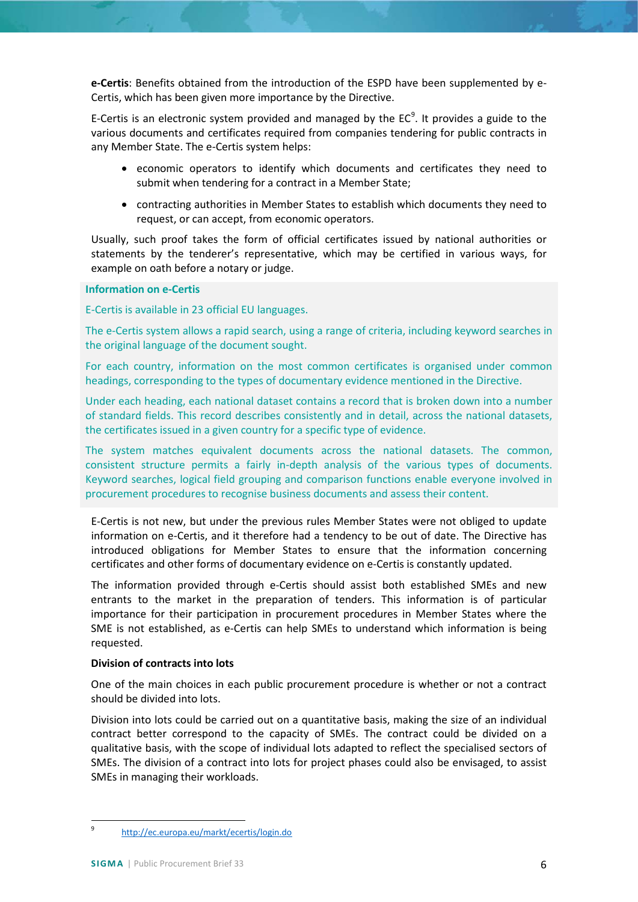**e-Certis**: Benefits obtained from the introduction of the ESPD have been supplemented by e-Certis, which has been given more importance by the Directive.

E-Certis is an electronic system provided and managed by the EC[9]. It provides a guide to the various documents and certificates required from companies tendering for public contracts in any Member State. The e-Certis system helps:

- economic operators to identify which documents and certificates they need to submit when tendering for a contract in a Member State;
- contracting authorities in Member States to establish which documents they need to request, or can accept, from economic operators.

Usually, such proof takes the form of official certificates issued by national authorities or statements by the tenderer's representative, which may be certified in various ways, for example on oath before a notary or judge.

**Information on e-Certis**

E-Certis is available in 23 official EU languages.

The e-Certis system allows a rapid search, using a range of criteria, including keyword searches in the original language of the document sought.

For each country, information on the most common certificates is organised under common headings, corresponding to the types of documentary evidence mentioned in the Directive.

Under each heading, each national dataset contains a record that is broken down into a number of standard fields. This record describes consistently and in detail, across the national datasets, the certificates issued in a given country for a specific type of evidence.

The system matches equivalent documents across the national datasets. The common, consistent structure permits a fairly in-depth analysis of the various types of documents. Keyword searches, logical field grouping and comparison functions enable everyone involved in procurement procedures to recognise business documents and assess their content.

E-Certis is not new, but under the previous rules Member States were not obliged to update information on e-Certis, and it therefore had a tendency to be out of date. The Directive has introduced obligations for Member States to ensure that the information concerning certificates and other forms of documentary evidence on e-Certis is constantly updated.

The information provided through e-Certis should assist both established SMEs and new entrants to the market in the preparation of tenders. This information is of particular importance for their participation in procurement procedures in Member States where the SME is not established, as e-Certis can help SMEs to understand which information is being requested.

**Division of contracts into lots**

One of the main choices in each public procurement procedure is whether or not a contract should be divided into lots.

Division into lots could be carried out on a quantitative basis, making the size of an individual contract better correspond to the capacity of SMEs. The contract could be divided on a qualitative basis, with the scope of individual lots adapted to reflect the specialised sectors of SMEs. The division of a contract into lots for project phases could also be envisaged, to assist SMEs in managing their workloads.

---

[9] http://ec.europa.eu/markt/ecertis/login.do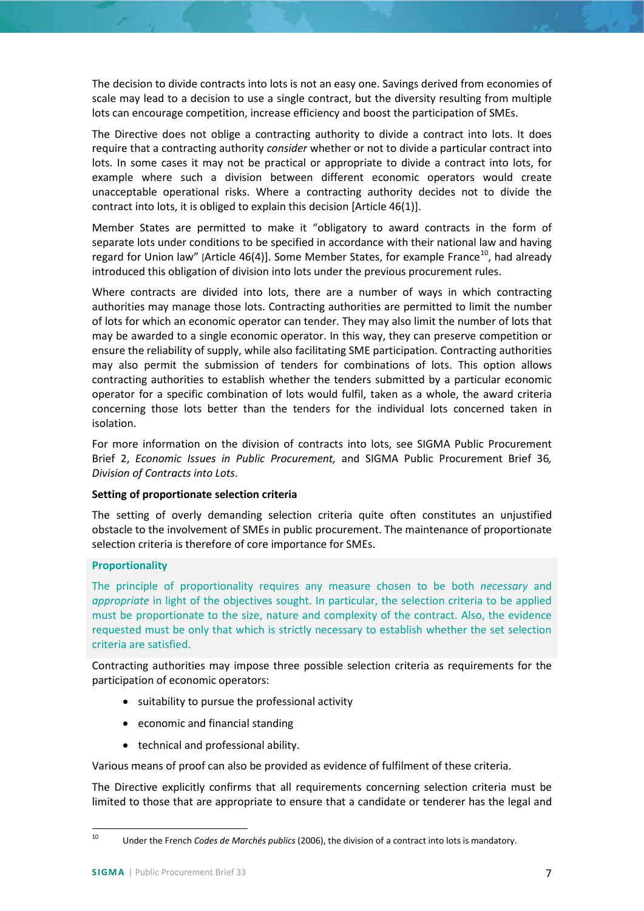The decision to divide contracts into lots is not an easy one. Savings derived from economies of scale may lead to a decision to use a single contract, but the diversity resulting from multiple lots can encourage competition, increase efficiency and boost the participation of SMEs.

The Directive does not oblige a contracting authority to divide a contract into lots. It does require that a contracting authority *consider* whether or not to divide a particular contract into lots. In some cases it may not be practical or appropriate to divide a contract into lots, for example where such a division between different economic operators would create unacceptable operational risks. Where a contracting authority decides not to divide the contract into lots, it is obliged to explain this decision [Article 46(1)].

Member States are permitted to make it "obligatory to award contracts in the form of separate lots under conditions to be specified in accordance with their national law and having regard for Union law" [Article 46(4)]. Some Member States, for example France[10], had already introduced this obligation of division into lots under the previous procurement rules.

Where contracts are divided into lots, there are a number of ways in which contracting authorities may manage those lots. Contracting authorities are permitted to limit the number of lots for which an economic operator can tender. They may also limit the number of lots that may be awarded to a single economic operator. In this way, they can preserve competition or ensure the reliability of supply, while also facilitating SME participation. Contracting authorities may also permit the submission of tenders for combinations of lots. This option allows contracting authorities to establish whether the tenders submitted by a particular economic operator for a specific combination of lots would fulfil, taken as a whole, the award criteria concerning those lots better than the tenders for the individual lots concerned taken in isolation.

For more information on the division of contracts into lots, see SIGMA Public Procurement Brief 2, *Economic Issues in Public Procurement,* and SIGMA Public Procurement Brief 36*, Division of Contracts into Lots*.

**Setting of proportionate selection criteria**

The setting of overly demanding selection criteria quite often constitutes an unjustified obstacle to the involvement of SMEs in public procurement. The maintenance of proportionate selection criteria is therefore of core importance for SMEs.

**Proportionality**

The principle of proportionality requires any measure chosen to be both *necessary* and *appropriate* in light of the objectives sought. In particular, the selection criteria to be applied must be proportionate to the size, nature and complexity of the contract. Also, the evidence requested must be only that which is strictly necessary to establish whether the set selection criteria are satisfied.

Contracting authorities may impose three possible selection criteria as requirements for the participation of economic operators:

- suitability to pursue the professional activity
- economic and financial standing
- technical and professional ability.

Various means of proof can also be provided as evidence of fulfilment of these criteria.

The Directive explicitly confirms that all requirements concerning selection criteria must be limited to those that are appropriate to ensure that a candidate or tenderer has the legal and

[10] Under the French *Codes de Marchés publics* (2006), the division of a contract into lots is mandatory.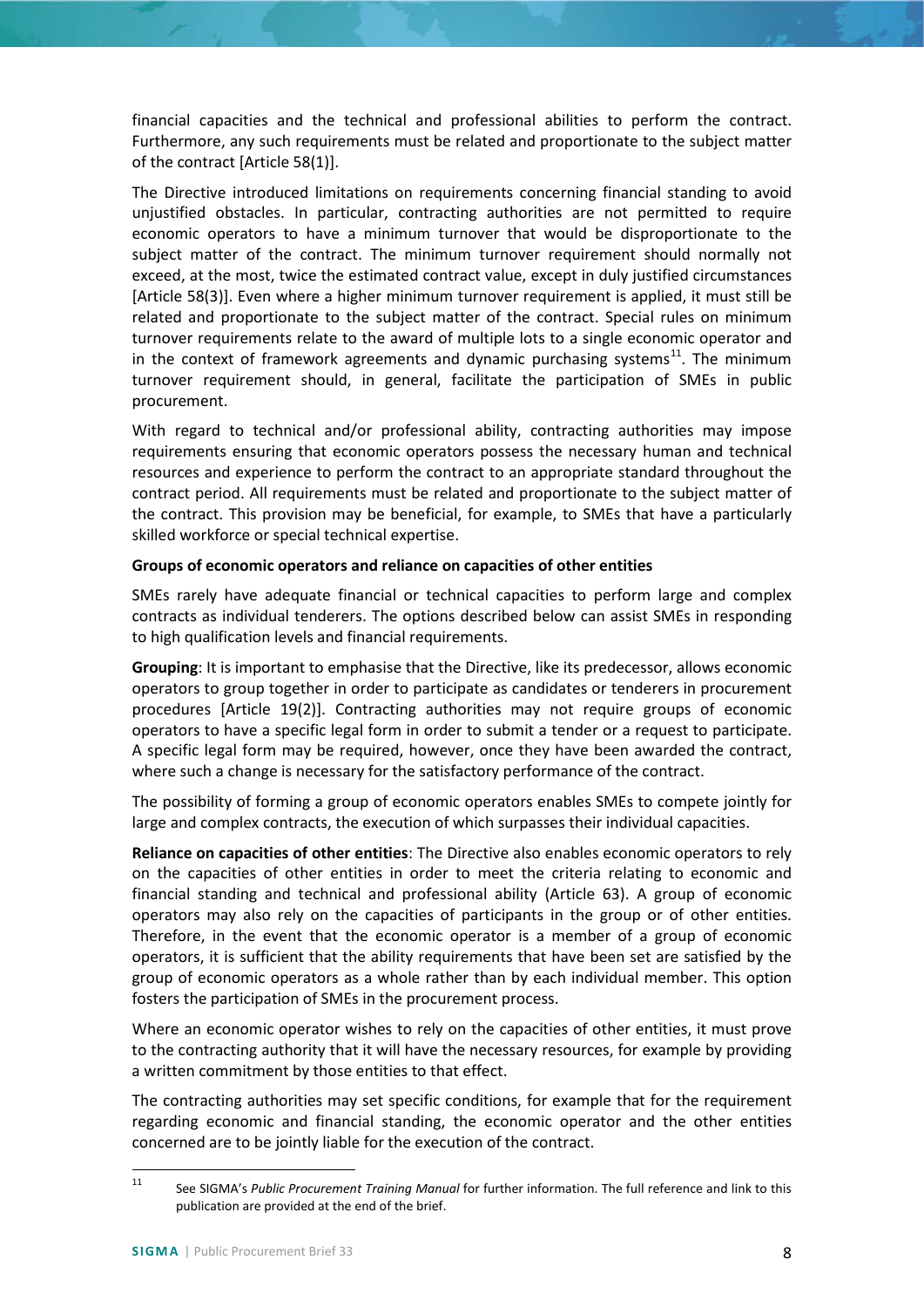financial capacities and the technical and professional abilities to perform the contract. Furthermore, any such requirements must be related and proportionate to the subject matter of the contract [Article 58(1)].

The Directive introduced limitations on requirements concerning financial standing to avoid unjustified obstacles. In particular, contracting authorities are not permitted to require economic operators to have a minimum turnover that would be disproportionate to the subject matter of the contract. The minimum turnover requirement should normally not exceed, at the most, twice the estimated contract value, except in duly justified circumstances [Article 58(3)]. Even where a higher minimum turnover requirement is applied, it must still be related and proportionate to the subject matter of the contract. Special rules on minimum turnover requirements relate to the award of multiple lots to a single economic operator and in the context of framework agreements and dynamic purchasing systems[11]. The minimum turnover requirement should, in general, facilitate the participation of SMEs in public procurement.

With regard to technical and/or professional ability, contracting authorities may impose requirements ensuring that economic operators possess the necessary human and technical resources and experience to perform the contract to an appropriate standard throughout the contract period. All requirements must be related and proportionate to the subject matter of the contract. This provision may be beneficial, for example, to SMEs that have a particularly skilled workforce or special technical expertise.

**Groups of economic operators and reliance on capacities of other entities**

SMEs rarely have adequate financial or technical capacities to perform large and complex contracts as individual tenderers. The options described below can assist SMEs in responding to high qualification levels and financial requirements.

**Grouping**: It is important to emphasise that the Directive, like its predecessor, allows economic operators to group together in order to participate as candidates or tenderers in procurement procedures [Article 19(2)]. Contracting authorities may not require groups of economic operators to have a specific legal form in order to submit a tender or a request to participate. A specific legal form may be required, however, once they have been awarded the contract, where such a change is necessary for the satisfactory performance of the contract.

The possibility of forming a group of economic operators enables SMEs to compete jointly for large and complex contracts, the execution of which surpasses their individual capacities.

**Reliance on capacities of other entities**: The Directive also enables economic operators to rely on the capacities of other entities in order to meet the criteria relating to economic and financial standing and technical and professional ability (Article 63). A group of economic operators may also rely on the capacities of participants in the group or of other entities. Therefore, in the event that the economic operator is a member of a group of economic operators, it is sufficient that the ability requirements that have been set are satisfied by the group of economic operators as a whole rather than by each individual member. This option fosters the participation of SMEs in the procurement process.

Where an economic operator wishes to rely on the capacities of other entities, it must prove to the contracting authority that it will have the necessary resources, for example by providing a written commitment by those entities to that effect.

The contracting authorities may set specific conditions, for example that for the requirement regarding economic and financial standing, the economic operator and the other entities concerned are to be jointly liable for the execution of the contract.

---

[11] See SIGMA's *Public Procurement Training Manual* for further information. The full reference and link to this publication are provided at the end of the brief.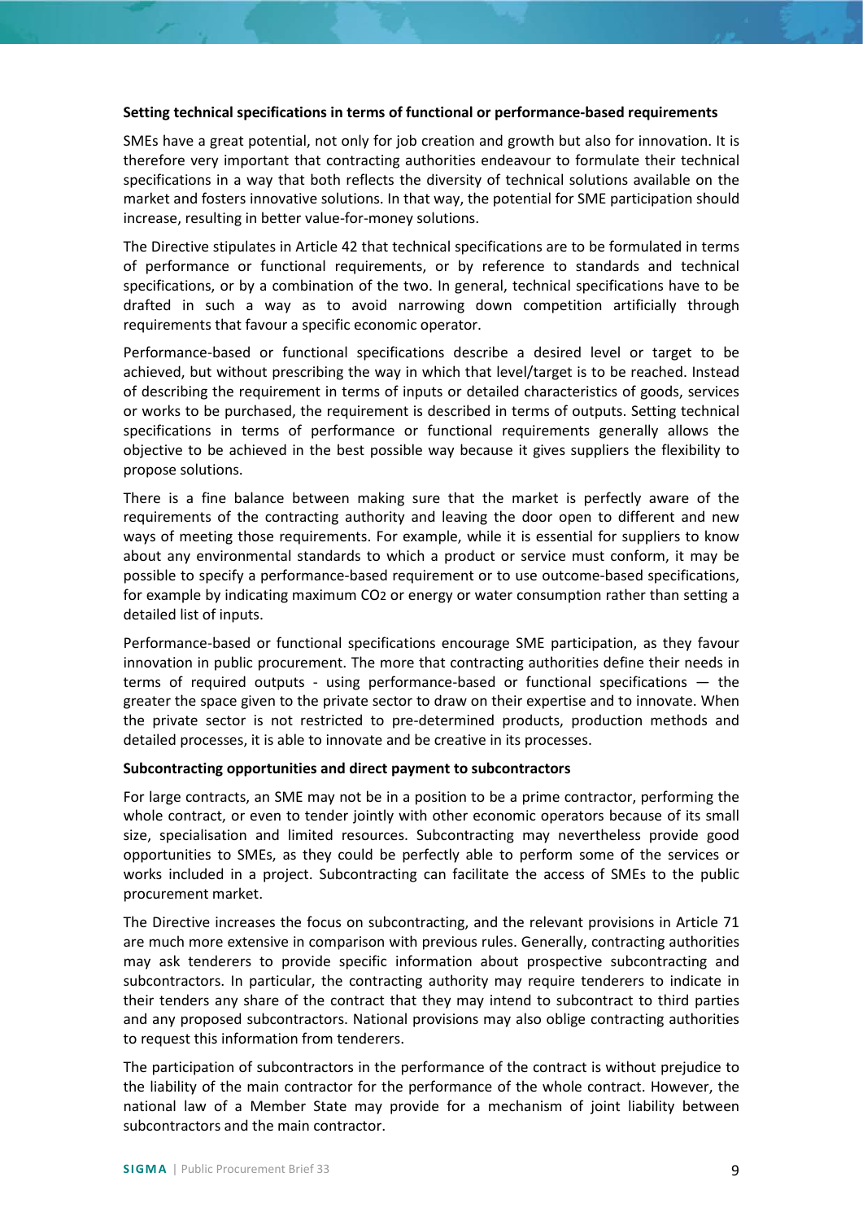**Setting technical specifications in terms of functional or performance-based requirements**

SMEs have a great potential, not only for job creation and growth but also for innovation. It is therefore very important that contracting authorities endeavour to formulate their technical specifications in a way that both reflects the diversity of technical solutions available on the market and fosters innovative solutions. In that way, the potential for SME participation should increase, resulting in better value-for-money solutions.

The Directive stipulates in Article 42 that technical specifications are to be formulated in terms of performance or functional requirements, or by reference to standards and technical specifications, or by a combination of the two. In general, technical specifications have to be drafted in such a way as to avoid narrowing down competition artificially through requirements that favour a specific economic operator.

Performance-based or functional specifications describe a desired level or target to be achieved, but without prescribing the way in which that level/target is to be reached. Instead of describing the requirement in terms of inputs or detailed characteristics of goods, services or works to be purchased, the requirement is described in terms of outputs. Setting technical specifications in terms of performance or functional requirements generally allows the objective to be achieved in the best possible way because it gives suppliers the flexibility to propose solutions.

There is a fine balance between making sure that the market is perfectly aware of the requirements of the contracting authority and leaving the door open to different and new ways of meeting those requirements. For example, while it is essential for suppliers to know about any environmental standards to which a product or service must conform, it may be possible to specify a performance-based requirement or to use outcome-based specifications, for example by indicating maximum $CO_2$ or energy or water consumption rather than setting a detailed list of inputs.

Performance-based or functional specifications encourage SME participation, as they favour innovation in public procurement. The more that contracting authorities define their needs in terms of required outputs - using performance-based or functional specifications — the greater the space given to the private sector to draw on their expertise and to innovate. When the private sector is not restricted to pre-determined products, production methods and detailed processes, it is able to innovate and be creative in its processes.

**Subcontracting opportunities and direct payment to subcontractors**

For large contracts, an SME may not be in a position to be a prime contractor, performing the whole contract, or even to tender jointly with other economic operators because of its small size, specialisation and limited resources. Subcontracting may nevertheless provide good opportunities to SMEs, as they could be perfectly able to perform some of the services or works included in a project. Subcontracting can facilitate the access of SMEs to the public procurement market.

The Directive increases the focus on subcontracting, and the relevant provisions in Article 71 are much more extensive in comparison with previous rules. Generally, contracting authorities may ask tenderers to provide specific information about prospective subcontracting and subcontractors. In particular, the contracting authority may require tenderers to indicate in their tenders any share of the contract that they may intend to subcontract to third parties and any proposed subcontractors. National provisions may also oblige contracting authorities to request this information from tenderers.

The participation of subcontractors in the performance of the contract is without prejudice to the liability of the main contractor for the performance of the whole contract. However, the national law of a Member State may provide for a mechanism of joint liability between subcontractors and the main contractor.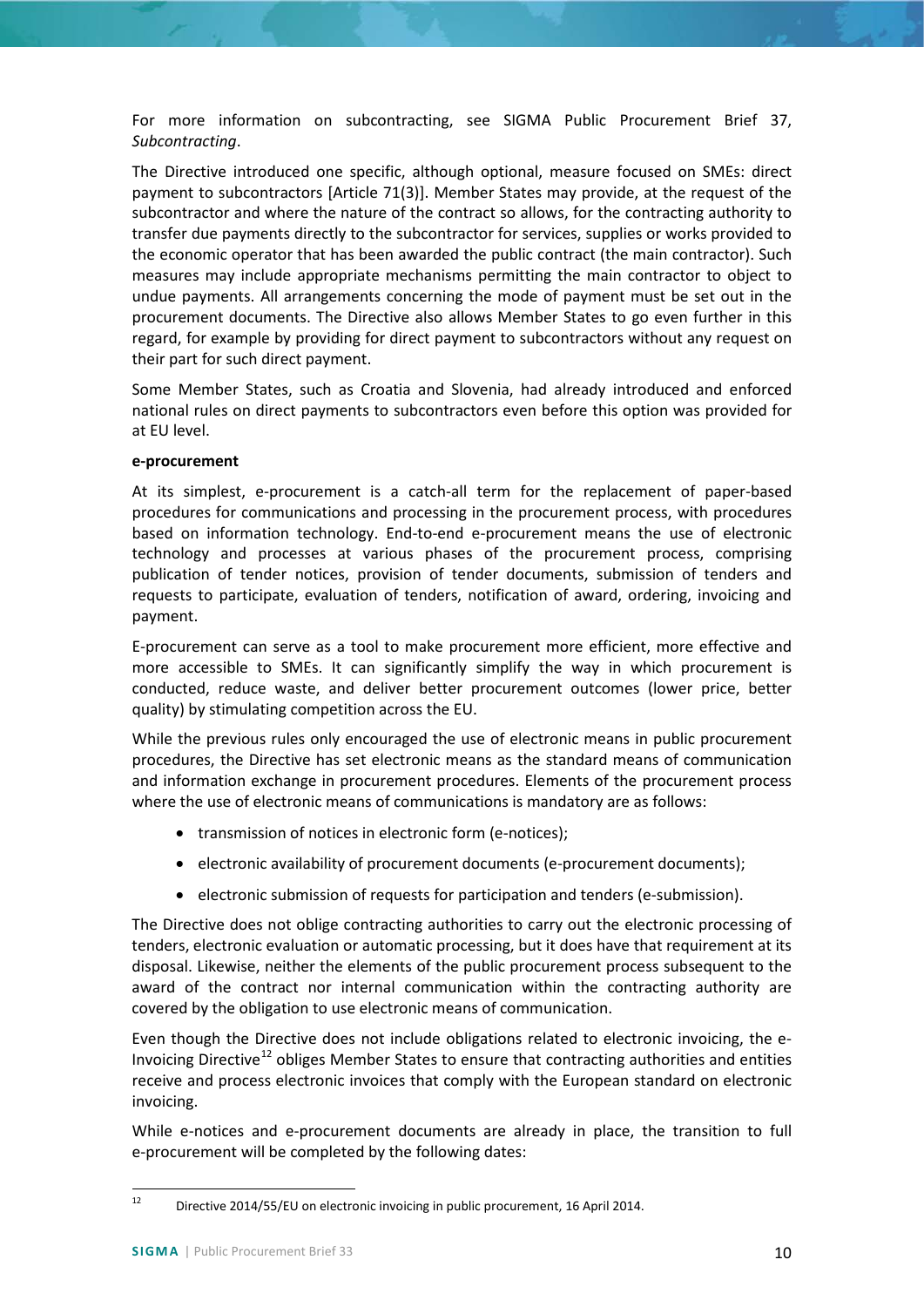For more information on subcontracting, see SIGMA Public Procurement Brief 37, *Subcontracting*.

The Directive introduced one specific, although optional, measure focused on SMEs: direct payment to subcontractors [Article 71(3)]. Member States may provide, at the request of the subcontractor and where the nature of the contract so allows, for the contracting authority to transfer due payments directly to the subcontractor for services, supplies or works provided to the economic operator that has been awarded the public contract (the main contractor). Such measures may include appropriate mechanisms permitting the main contractor to object to undue payments. All arrangements concerning the mode of payment must be set out in the procurement documents. The Directive also allows Member States to go even further in this regard, for example by providing for direct payment to subcontractors without any request on their part for such direct payment.

Some Member States, such as Croatia and Slovenia, had already introduced and enforced national rules on direct payments to subcontractors even before this option was provided for at EU level.

**e-procurement**

At its simplest, e-procurement is a catch-all term for the replacement of paper-based procedures for communications and processing in the procurement process, with procedures based on information technology. End-to-end e-procurement means the use of electronic technology and processes at various phases of the procurement process, comprising publication of tender notices, provision of tender documents, submission of tenders and requests to participate, evaluation of tenders, notification of award, ordering, invoicing and payment.

E-procurement can serve as a tool to make procurement more efficient, more effective and more accessible to SMEs. It can significantly simplify the way in which procurement is conducted, reduce waste, and deliver better procurement outcomes (lower price, better quality) by stimulating competition across the EU.

While the previous rules only encouraged the use of electronic means in public procurement procedures, the Directive has set electronic means as the standard means of communication and information exchange in procurement procedures. Elements of the procurement process where the use of electronic means of communications is mandatory are as follows:

- transmission of notices in electronic form (e-notices);
- electronic availability of procurement documents (e-procurement documents);
- electronic submission of requests for participation and tenders (e-submission).

The Directive does not oblige contracting authorities to carry out the electronic processing of tenders, electronic evaluation or automatic processing, but it does have that requirement at its disposal. Likewise, neither the elements of the public procurement process subsequent to the award of the contract nor internal communication within the contracting authority are covered by the obligation to use electronic means of communication.

Even though the Directive does not include obligations related to electronic invoicing, the e-Invoicing Directive[12] obliges Member States to ensure that contracting authorities and entities receive and process electronic invoices that comply with the European standard on electronic invoicing.

While e-notices and e-procurement documents are already in place, the transition to full e-procurement will be completed by the following dates:

[12] Directive 2014/55/EU on electronic invoicing in public procurement, 16 April 2014.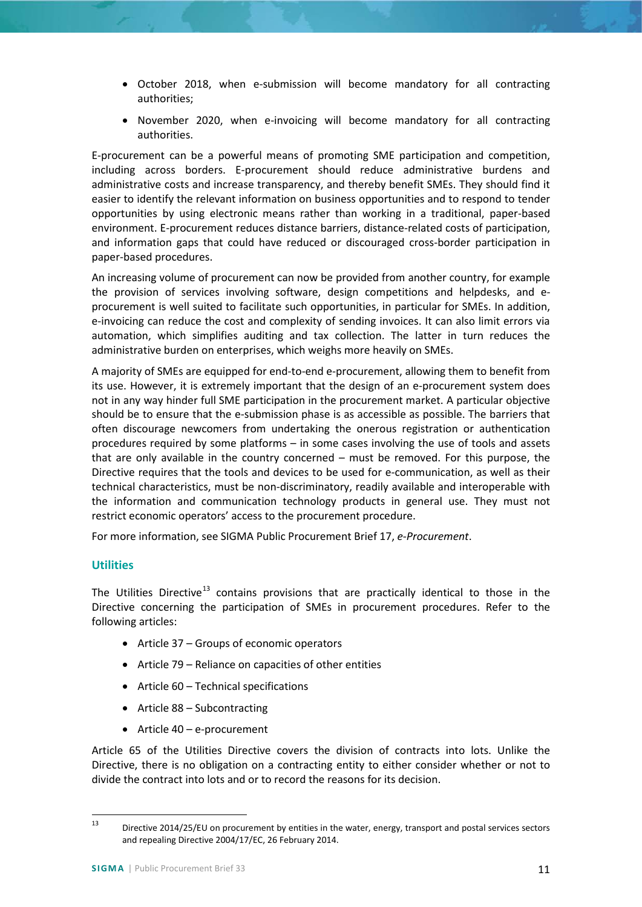- October 2018, when e-submission will become mandatory for all contracting authorities;
- November 2020, when e-invoicing will become mandatory for all contracting authorities.

E-procurement can be a powerful means of promoting SME participation and competition, including across borders. E-procurement should reduce administrative burdens and administrative costs and increase transparency, and thereby benefit SMEs. They should find it easier to identify the relevant information on business opportunities and to respond to tender opportunities by using electronic means rather than working in a traditional, paper-based environment. E-procurement reduces distance barriers, distance-related costs of participation, and information gaps that could have reduced or discouraged cross-border participation in paper-based procedures.

An increasing volume of procurement can now be provided from another country, for example the provision of services involving software, design competitions and helpdesks, and e-procurement is well suited to facilitate such opportunities, in particular for SMEs. In addition, e-invoicing can reduce the cost and complexity of sending invoices. It can also limit errors via automation, which simplifies auditing and tax collection. The latter in turn reduces the administrative burden on enterprises, which weighs more heavily on SMEs.

A majority of SMEs are equipped for end-to-end e-procurement, allowing them to benefit from its use. However, it is extremely important that the design of an e-procurement system does not in any way hinder full SME participation in the procurement market. A particular objective should be to ensure that the e-submission phase is as accessible as possible. The barriers that often discourage newcomers from undertaking the onerous registration or authentication procedures required by some platforms – in some cases involving the use of tools and assets that are only available in the country concerned – must be removed. For this purpose, the Directive requires that the tools and devices to be used for e-communication, as well as their technical characteristics, must be non-discriminatory, readily available and interoperable with the information and communication technology products in general use. They must not restrict economic operators' access to the procurement procedure.

For more information, see SIGMA Public Procurement Brief 17, *e-Procurement*.

### Utilities

The Utilities Directive[13] contains provisions that are practically identical to those in the Directive concerning the participation of SMEs in procurement procedures. Refer to the following articles:

- Article 37 – Groups of economic operators
- Article 79 – Reliance on capacities of other entities
- Article 60 – Technical specifications
- Article 88 – Subcontracting
- Article 40 – e-procurement

Article 65 of the Utilities Directive covers the division of contracts into lots. Unlike the Directive, there is no obligation on a contracting entity to either consider whether or not to divide the contract into lots and or to record the reasons for its decision.

[13] Directive 2014/25/EU on procurement by entities in the water, energy, transport and postal services sectors and repealing Directive 2004/17/EC, 26 February 2014.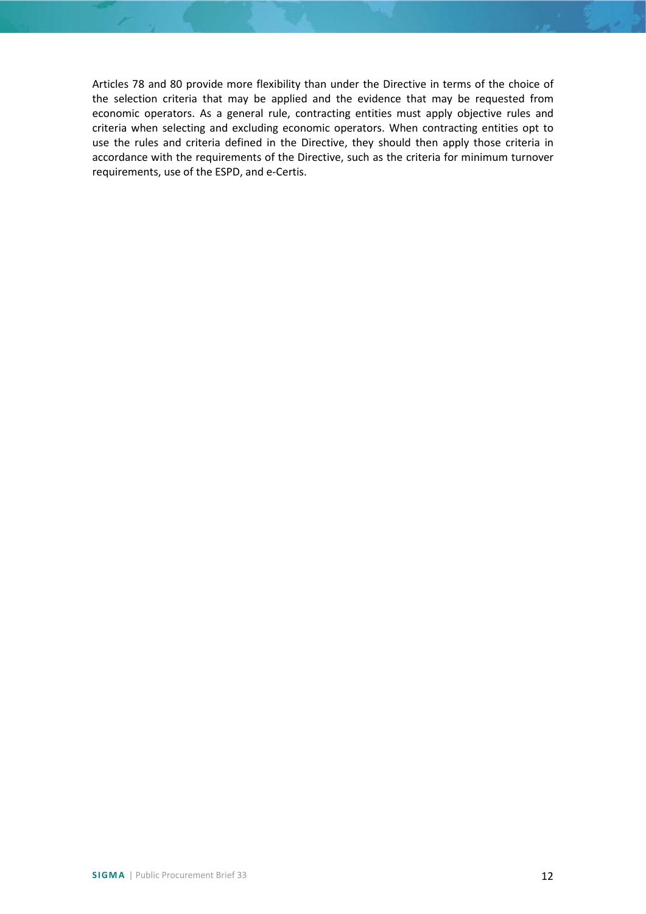Articles 78 and 80 provide more flexibility than under the Directive in terms of the choice of the selection criteria that may be applied and the evidence that may be requested from economic operators. As a general rule, contracting entities must apply objective rules and criteria when selecting and excluding economic operators. When contracting entities opt to use the rules and criteria defined in the Directive, they should then apply those criteria in accordance with the requirements of the Directive, such as the criteria for minimum turnover requirements, use of the ESPD, and e-Certis.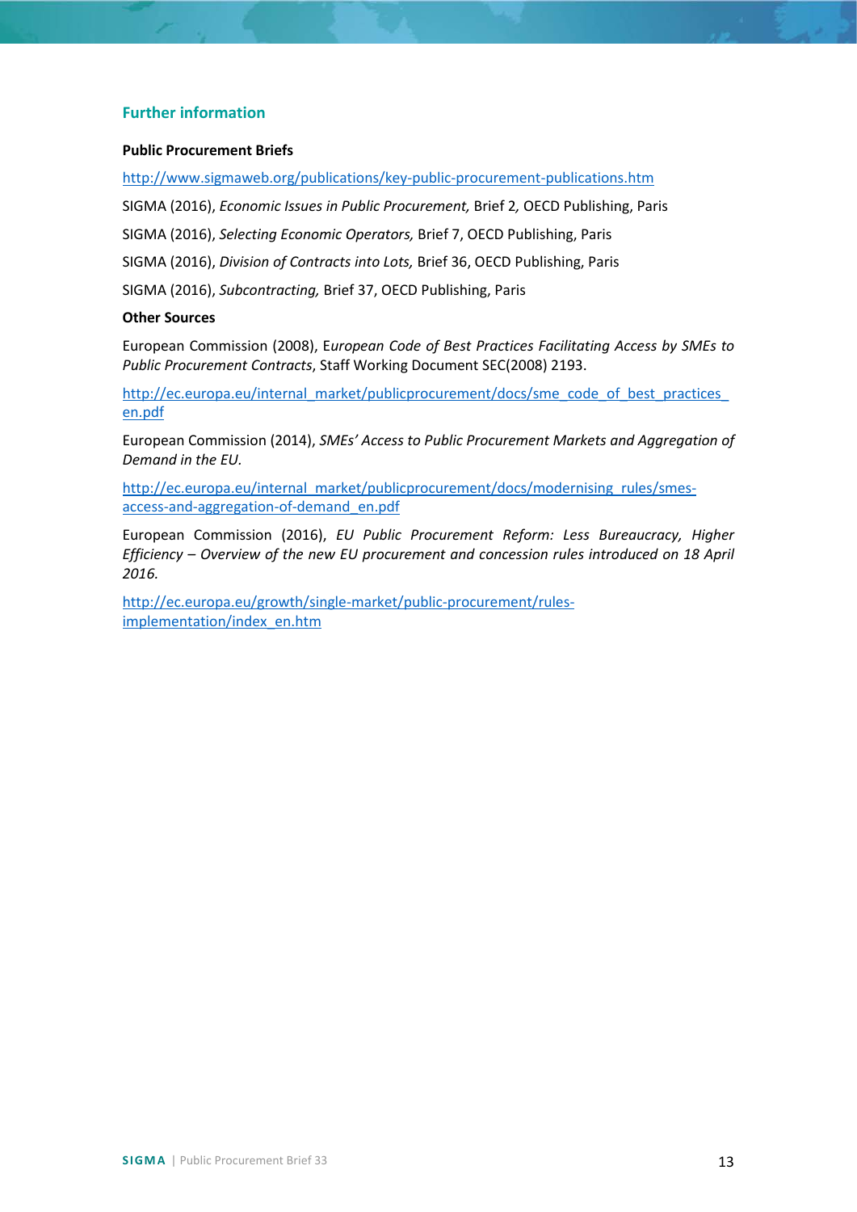## Further information

**Public Procurement Briefs**

http://www.sigmaweb.org/publications/key-public-procurement-publications.htm

SIGMA (2016), *Economic Issues in Public Procurement,* Brief 2*,* OECD Publishing, Paris

SIGMA (2016), *Selecting Economic Operators,* Brief 7, OECD Publishing, Paris

SIGMA (2016), *Division of Contracts into Lots,* Brief 36, OECD Publishing, Paris

SIGMA (2016), *Subcontracting,* Brief 37, OECD Publishing, Paris

**Other Sources**

European Commission (2008), E*uropean Code of Best Practices Facilitating Access by SMEs to Public Procurement Contracts*, Staff Working Document SEC(2008) 2193.

http://ec.europa.eu/internal_market/publicprocurement/docs/sme_code_of_best_practices_en.pdf

European Commission (2014), *SMEs' Access to Public Procurement Markets and Aggregation of Demand in the EU.*

http://ec.europa.eu/internal_market/publicprocurement/docs/modernising_rules/smes-access-and-aggregation-of-demand_en.pdf

European Commission (2016), *EU Public Procurement Reform: Less Bureaucracy, Higher Efficiency – Overview of the new EU procurement and concession rules introduced on 18 April 2016.*

http://ec.europa.eu/growth/single-market/public-procurement/rules-implementation/index_en.htm